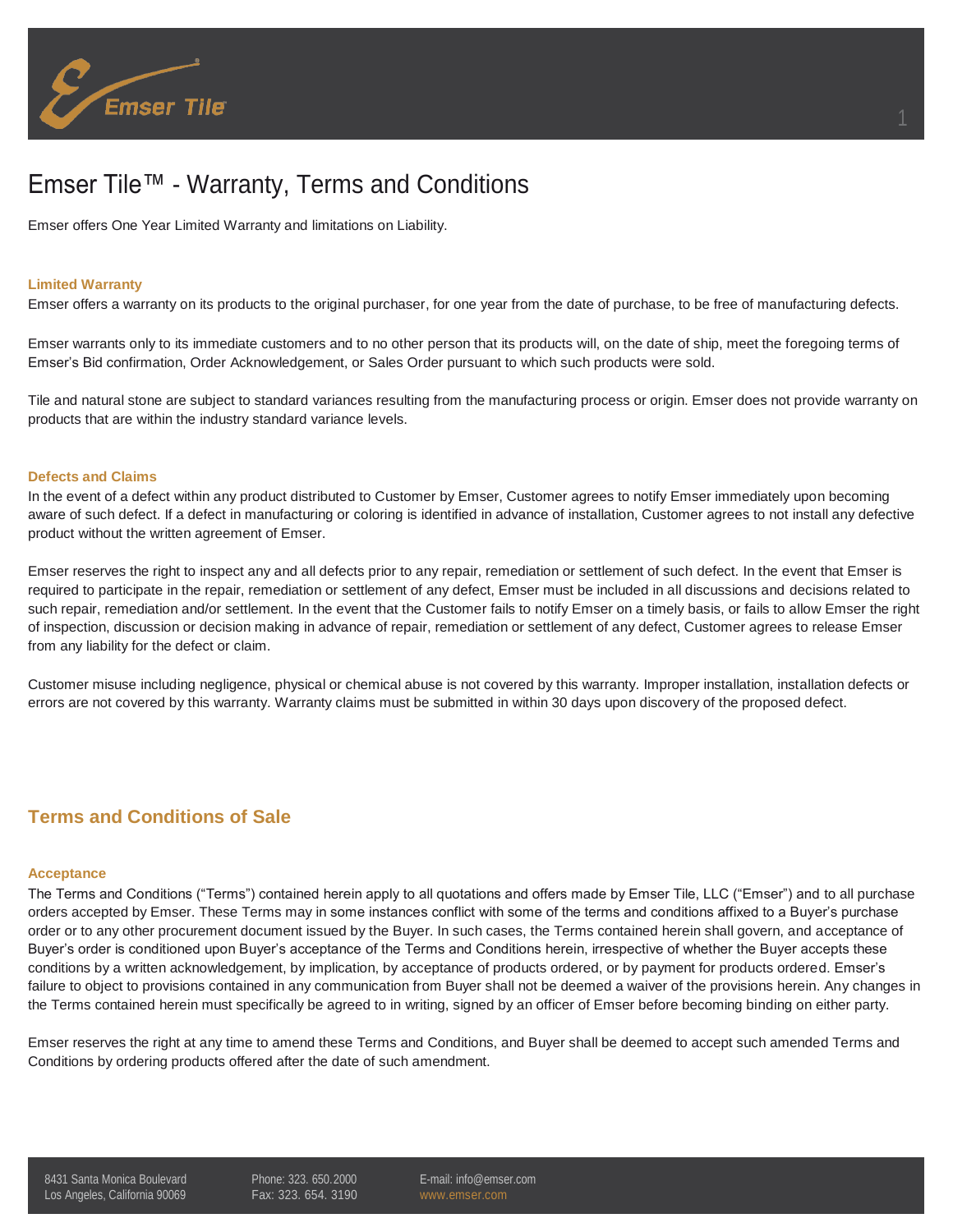# Emser Tile™ - Warranty, Terms and Conditions

Emser offers One Year Limited Warranty and limitations on Liability.

### Limited Warranty

Emser offers a warranty on its products to the original purchaser, for one year from the date of purchase, to be free of manufacturing defects.

Emser warrants only to its immediate customers and to no other person that its products will, on the date of ship, meet the foregoing terms of Emser's Bid confirmation, Order Acknowledgement, or Sales Order pursuant to which such products were sold.

Tile and natural stone are subject to standard variances resulting from the manufacturing process or origin. Emser does not provide warranty on products that are within the industry standard variance levels.

### Defects and Claims

In the event of a defect within any product distributed to Customer by Emser, Customer agrees to notify Emser immediately upon becoming aware of such defect. If a defect in manufacturing or coloring is identified in advance of installation, Customer agrees to not install any defective product without the written agreement of Emser.

Emser reserves the right to inspect any and all defects prior to any repair, remediation or settlement of such defect. In the event that Emser is required to participate in the repair, remediation or settlement of any defect, Emser must be included in all discussions and decisions related to such repair, remediation and/or settlement. In the event that the Customer fails to notify Emser on a timely basis, or fails to allow Emser the right of inspection, discussion or decision making in advance of repair, remediation or settlement of any defect, Customer agrees to release Emser from any liability for the defect or claim.

Customer misuse including negligence, physical or chemical abuse is not covered by this warranty. Improper installation, installation defects or errors are not covered by this warranty. Warranty claims must be submitted in within 30 days upon discovery of the proposed defect.

## Terms and Conditions of Sale

### Acceptance

The Terms and Conditions ("Terms") contained herein apply to all quotations and offers made by Emser Tile, LLC ("Emser") and to all purchase orders accepted by Emser. These Terms may in some instances conflict with some of the terms and conditions affixed to a Buyer's purchase order or to any other procurement document issued by the Buyer. In such cases, the Terms contained herein shall govern, and acceptance of Buyer's order is conditioned upon Buyer's acceptance of the Terms and Conditions herein, irrespective of whether the Buyer accepts these conditions by a written acknowledgement, by implication, by acceptance of products ordered, or by payment for products ordered. Emser's failure to object to provisions contained in any communication from Buyer shall not be deemed a waiver of the provisions herein. Any changes in the Terms contained herein must specifically be agreed to in writing, signed by an officer of Emser before becoming binding on either party.

Emser reserves the right at any time to amend these Terms and Conditions, and Buyer shall be deemed to accept such amended Terms and Conditions by ordering products offered after the date of such amendment.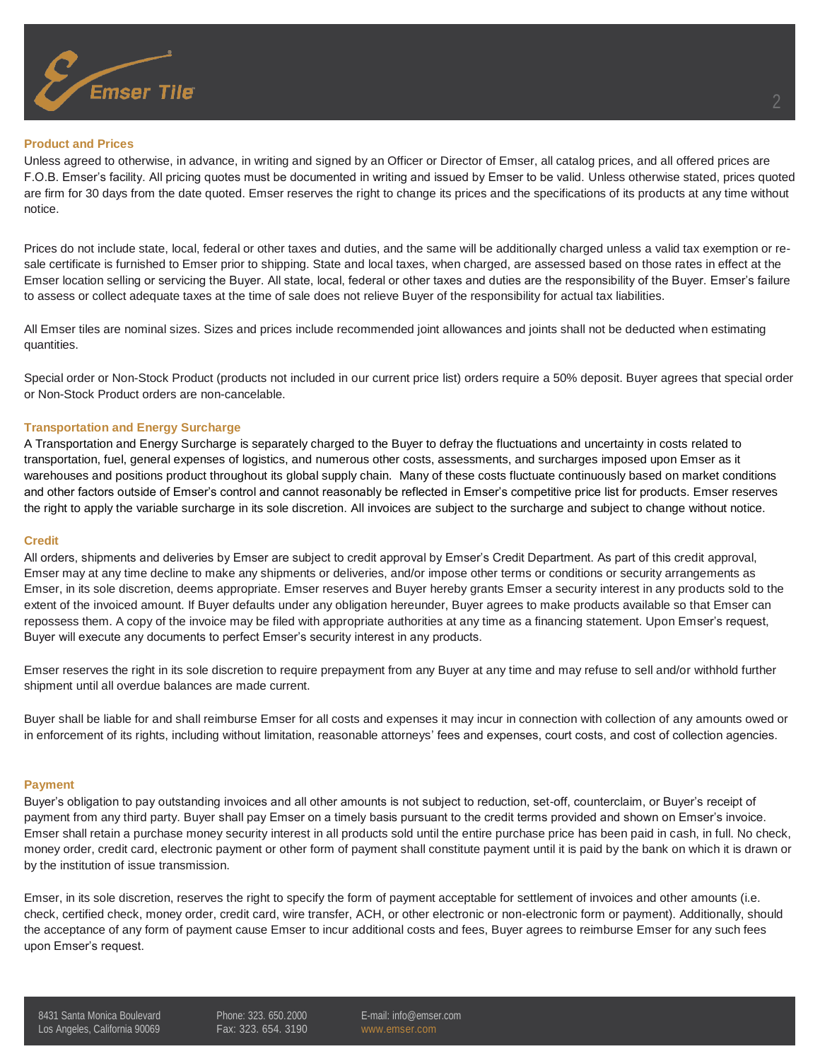## Product and Prices

Unless agreed to otherwise, in advance, in writing and signed by an Officer or Director of Emser, all catalog prices, and all offered prices are F.O.B. Emser's facility. All pricing quotes must be documented in writing and issued by Emser to be valid. Unless otherwise stated, prices quoted are firm for 30 days from the date quoted. Emser reserves the right to change its prices and the specifications of its products at any time without notice.

Prices do not include state, local, federal or other taxes and duties, and the same will be additionally charged unless a valid tax exemption or re-sale certificate is furnished to Emser prior to shipping. State and local taxes, when charged, are assessed based on those rates in effect at the Emser location selling or servicing the Buyer. All state, local, federal or other taxes and duties are the responsibility of the Buyer. Emser's failure to assess or collect adequate taxes at the time of sale does not relieve Buyer of the responsibility for actual tax liabilities.

All Emser tiles are nominal sizes. Sizes and prices include recommended joint allowances and joints shall not be deducted when estimating quantities.

Special order or Non-Stock Product (products not included in our current price list) orders require a 50% deposit. Buyer agrees that special order or Non-Stock Product orders are non-cancelable.

## Transportation and Energy Surcharge

A Transportation and Energy Surcharge is separately charged to the Buyer to defray the fluctuations and uncertainty in costs related to transportation, fuel, general expenses of logistics, and numerous other costs, assessments, and surcharges imposed upon Emser as it warehouses and positions product throughout its global supply chain. Many of these costs fluctuate continuously based on market conditions and other factors outside of Emser's control and cannot reasonably be reflected in Emser's competitive price list for products. Emser reserves the right to apply the variable surcharge in its sole discretion. All invoices are subject to the surcharge and subject to change without notice.

## Credit

All orders, shipments and deliveries by Emser are subject to credit approval by Emser's Credit Department. As part of this credit approval, Emser may at any time decline to make any shipments or deliveries, and/or impose other terms or conditions or security arrangements as Emser, in its sole discretion, deems appropriate. Emser reserves and Buyer hereby grants Emser a security interest in any products sold to the extent of the invoiced amount. If Buyer defaults under any obligation hereunder, Buyer agrees to make products available so that Emser can repossess them. A copy of the invoice may be filed with appropriate authorities at any time as a financing statement. Upon Emser's request, Buyer will execute any documents to perfect Emser's security interest in any products.

Emser reserves the right in its sole discretion to require prepayment from any Buyer at any time and may refuse to sell and/or withhold further shipment until all overdue balances are made current.

Buyer shall be liable for and shall reimburse Emser for all costs and expenses it may incur in connection with collection of any amounts owed or in enforcement of its rights, including without limitation, reasonable attorneys' fees and expenses, court costs, and cost of collection agencies.

## Payment

Buyer's obligation to pay outstanding invoices and all other amounts is not subject to reduction, set-off, counterclaim, or Buyer's receipt of payment from any third party. Buyer shall pay Emser on a timely basis pursuant to the credit terms provided and shown on Emser's invoice. Emser shall retain a purchase money security interest in all products sold until the entire purchase price has been paid in cash, in full. No check, money order, credit card, electronic payment or other form of payment shall constitute payment until it is paid by the bank on which it is drawn or by the institution of issue transmission.

Emser, in its sole discretion, reserves the right to specify the form of payment acceptable for settlement of invoices and other amounts (i.e. check, certified check, money order, credit card, wire transfer, ACH, or other electronic or non-electronic form or payment). Additionally, should the acceptance of any form of payment cause Emser to incur additional costs and fees, Buyer agrees to reimburse Emser for any such fees upon Emser's request.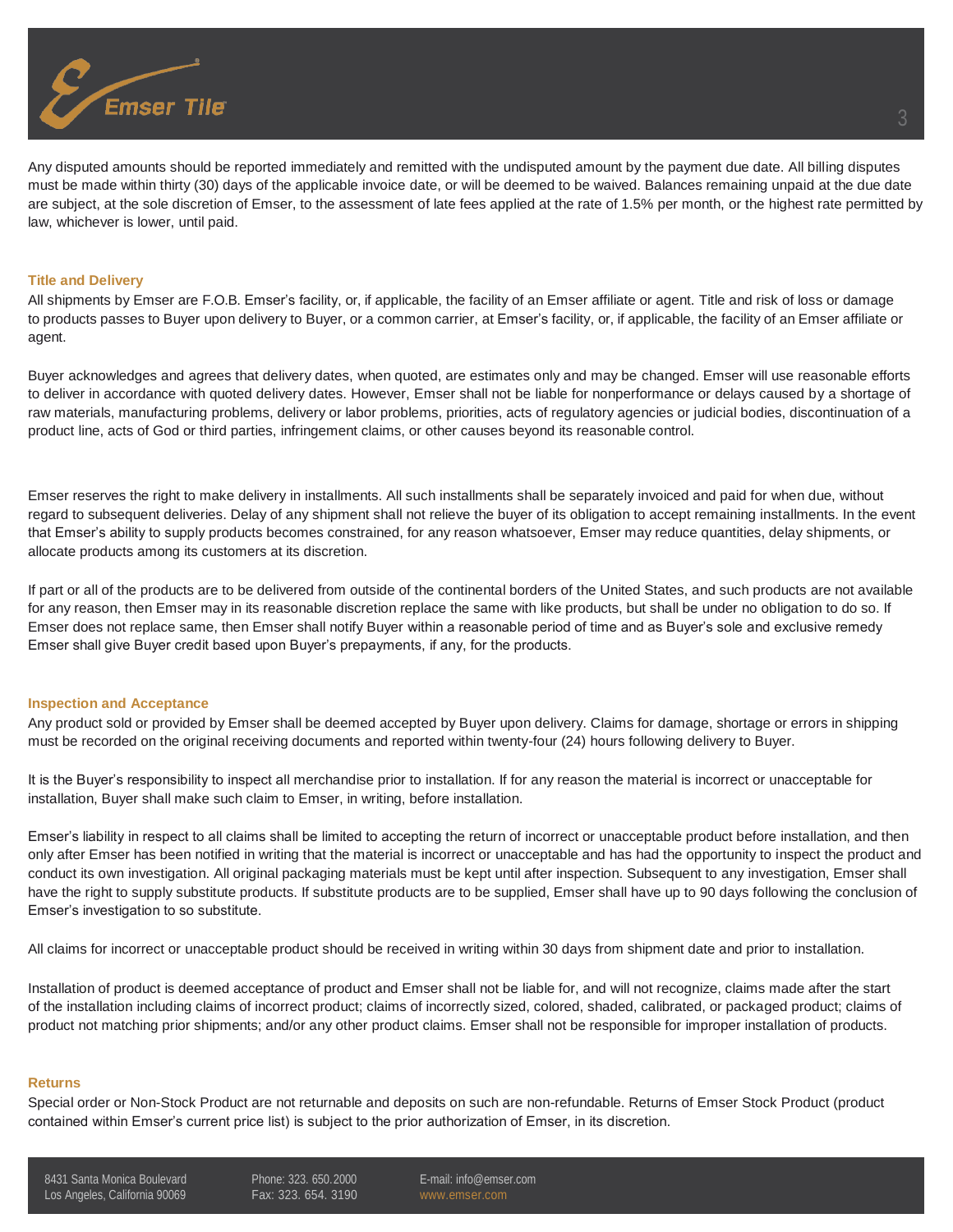Any disputed amounts should be reported immediately and remitted with the undisputed amount by the payment due date. All billing disputes must be made within thirty (30) days of the applicable invoice date, or will be deemed to be waived. Balances remaining unpaid at the due date are subject, at the sole discretion of Emser, to the assessment of late fees applied at the rate of 1.5% per month, or the highest rate permitted by law, whichever is lower, until paid.

### Title and Delivery

All shipments by Emser are F.O.B. Emser's facility, or, if applicable, the facility of an Emser affiliate or agent. Title and risk of loss or damage to products passes to Buyer upon delivery to Buyer, or a common carrier, at Emser's facility, or, if applicable, the facility of an Emser affiliate or agent.

Buyer acknowledges and agrees that delivery dates, when quoted, are estimates only and may be changed. Emser will use reasonable efforts to deliver in accordance with quoted delivery dates. However, Emser shall not be liable for nonperformance or delays caused by a shortage of raw materials, manufacturing problems, delivery or labor problems, priorities, acts of regulatory agencies or judicial bodies, discontinuation of a product line, acts of God or third parties, infringement claims, or other causes beyond its reasonable control.

Emser reserves the right to make delivery in installments. All such installments shall be separately invoiced and paid for when due, without regard to subsequent deliveries. Delay of any shipment shall not relieve the buyer of its obligation to accept remaining installments. In the event that Emser's ability to supply products becomes constrained, for any reason whatsoever, Emser may reduce quantities, delay shipments, or allocate products among its customers at its discretion.

If part or all of the products are to be delivered from outside of the continental borders of the United States, and such products are not available for any reason, then Emser may in its reasonable discretion replace the same with like products, but shall be under no obligation to do so. If Emser does not replace same, then Emser shall notify Buyer within a reasonable period of time and as Buyer's sole and exclusive remedy Emser shall give Buyer credit based upon Buyer's prepayments, if any, for the products.

### Inspection and Acceptance

Any product sold or provided by Emser shall be deemed accepted by Buyer upon delivery. Claims for damage, shortage or errors in shipping must be recorded on the original receiving documents and reported within twenty-four (24) hours following delivery to Buyer.

It is the Buyer's responsibility to inspect all merchandise prior to installation. If for any reason the material is incorrect or unacceptable for installation, Buyer shall make such claim to Emser, in writing, before installation.

Emser's liability in respect to all claims shall be limited to accepting the return of incorrect or unacceptable product before installation, and then only after Emser has been notified in writing that the material is incorrect or unacceptable and has had the opportunity to inspect the product and conduct its own investigation. All original packaging materials must be kept until after inspection. Subsequent to any investigation, Emser shall have the right to supply substitute products. If substitute products are to be supplied, Emser shall have up to 90 days following the conclusion of Emser's investigation to so substitute.

All claims for incorrect or unacceptable product should be received in writing within 30 days from shipment date and prior to installation.

Installation of product is deemed acceptance of product and Emser shall not be liable for, and will not recognize, claims made after the start of the installation including claims of incorrect product; claims of incorrectly sized, colored, shaded, calibrated, or packaged product; claims of product not matching prior shipments; and/or any other product claims. Emser shall not be responsible for improper installation of products.

### Returns

Special order or Non-Stock Product are not returnable and deposits on such are non-refundable. Returns of Emser Stock Product (product contained within Emser's current price list) is subject to the prior authorization of Emser, in its discretion.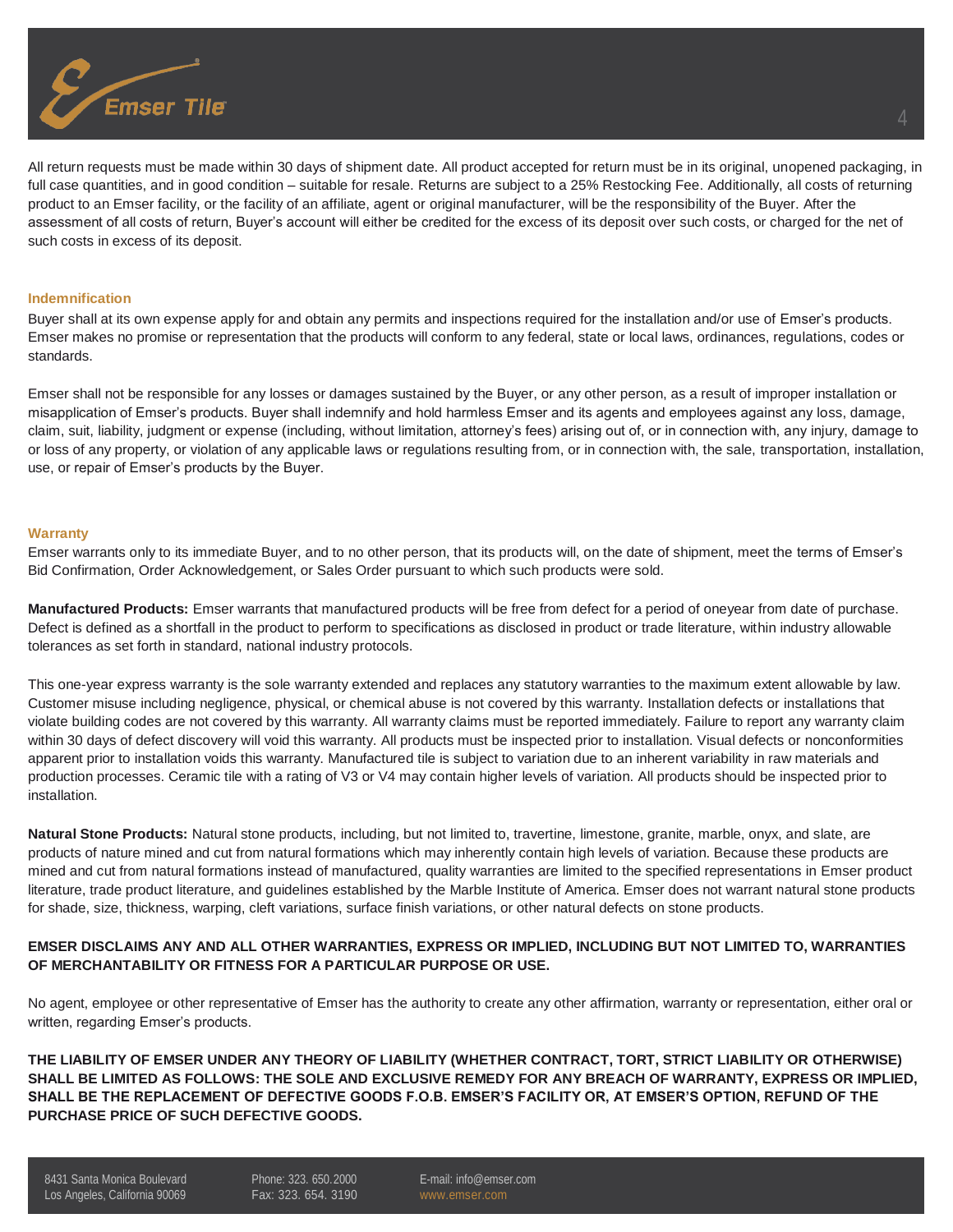All return requests must be made within 30 days of shipment date. All product accepted for return must be in its original, unopened packaging, in full case quantities, and in good condition – suitable for resale. Returns are subject to a 25% Restocking Fee. Additionally, all costs of returning product to an Emser facility, or the facility of an affiliate, agent or original manufacturer, will be the responsibility of the Buyer. After the assessment of all costs of return, Buyer's account will either be credited for the excess of its deposit over such costs, or charged for the net of such costs in excess of its deposit.

## Indemnification

Buyer shall at its own expense apply for and obtain any permits and inspections required for the installation and/or use of Emser's products. Emser makes no promise or representation that the products will conform to any federal, state or local laws, ordinances, regulations, codes or standards.

Emser shall not be responsible for any losses or damages sustained by the Buyer, or any other person, as a result of improper installation or misapplication of Emser's products. Buyer shall indemnify and hold harmless Emser and its agents and employees against any loss, damage, claim, suit, liability, judgment or expense (including, without limitation, attorney's fees) arising out of, or in connection with, any injury, damage to or loss of any property, or violation of any applicable laws or regulations resulting from, or in connection with, the sale, transportation, installation, use, or repair of Emser's products by the Buyer.

## Warranty

Emser warrants only to its immediate Buyer, and to no other person, that its products will, on the date of shipment, meet the terms of Emser's Bid Confirmation, Order Acknowledgement, or Sales Order pursuant to which such products were sold.

**Manufactured Products:** Emser warrants that manufactured products will be free from defect for a period of oneyear from date of purchase. Defect is defined as a shortfall in the product to perform to specifications as disclosed in product or trade literature, within industry allowable tolerances as set forth in standard, national industry protocols.

This one-year express warranty is the sole warranty extended and replaces any statutory warranties to the maximum extent allowable by law. Customer misuse including negligence, physical, or chemical abuse is not covered by this warranty. Installation defects or installations that violate building codes are not covered by this warranty. All warranty claims must be reported immediately. Failure to report any warranty claim within 30 days of defect discovery will void this warranty. All products must be inspected prior to installation. Visual defects or nonconformities apparent prior to installation voids this warranty. Manufactured tile is subject to variation due to an inherent variability in raw materials and production processes. Ceramic tile with a rating of V3 or V4 may contain higher levels of variation. All products should be inspected prior to installation.

**Natural Stone Products:** Natural stone products, including, but not limited to, travertine, limestone, granite, marble, onyx, and slate, are products of nature mined and cut from natural formations which may inherently contain high levels of variation. Because these products are mined and cut from natural formations instead of manufactured, quality warranties are limited to the specified representations in Emser product literature, trade product literature, and guidelines established by the Marble Institute of America. Emser does not warrant natural stone products for shade, size, thickness, warping, cleft variations, surface finish variations, or other natural defects on stone products.

**EMSER DISCLAIMS ANY AND ALL OTHER WARRANTIES, EXPRESS OR IMPLIED, INCLUDING BUT NOT LIMITED TO, WARRANTIES OF MERCHANTABILITY OR FITNESS FOR A PARTICULAR PURPOSE OR USE.**

No agent, employee or other representative of Emser has the authority to create any other affirmation, warranty or representation, either oral or written, regarding Emser's products.

**THE LIABILITY OF EMSER UNDER ANY THEORY OF LIABILITY (WHETHER CONTRACT, TORT, STRICT LIABILITY OR OTHERWISE) SHALL BE LIMITED AS FOLLOWS: THE SOLE AND EXCLUSIVE REMEDY FOR ANY BREACH OF WARRANTY, EXPRESS OR IMPLIED, SHALL BE THE REPLACEMENT OF DEFECTIVE GOODS F.O.B. EMSER'S FACILITY OR, AT EMSER'S OPTION, REFUND OF THE PURCHASE PRICE OF SUCH DEFECTIVE GOODS.**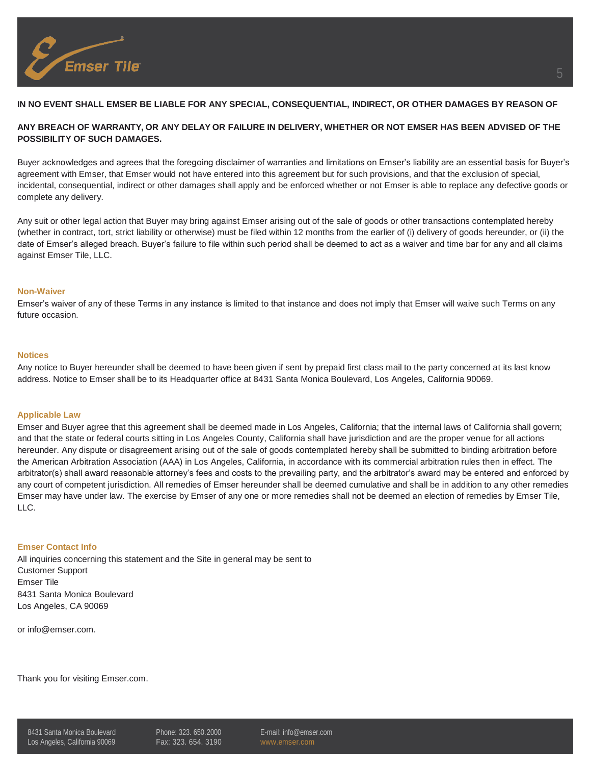**IN NO EVENT SHALL EMSER BE LIABLE FOR ANY SPECIAL, CONSEQUENTIAL, INDIRECT, OR OTHER DAMAGES BY REASON OF**

**ANY BREACH OF WARRANTY, OR ANY DELAY OR FAILURE IN DELIVERY, WHETHER OR NOT EMSER HAS BEEN ADVISED OF THE POSSIBILITY OF SUCH DAMAGES.**

Buyer acknowledges and agrees that the foregoing disclaimer of warranties and limitations on Emser's liability are an essential basis for Buyer's agreement with Emser, that Emser would not have entered into this agreement but for such provisions, and that the exclusion of special, incidental, consequential, indirect or other damages shall apply and be enforced whether or not Emser is able to replace any defective goods or complete any delivery.

Any suit or other legal action that Buyer may bring against Emser arising out of the sale of goods or other transactions contemplated hereby (whether in contract, tort, strict liability or otherwise) must be filed within 12 months from the earlier of (i) delivery of goods hereunder, or (ii) the date of Emser's alleged breach. Buyer's failure to file within such period shall be deemed to act as a waiver and time bar for any and all claims against Emser Tile, LLC.

### Non-Waiver

Emser's waiver of any of these Terms in any instance is limited to that instance and does not imply that Emser will waive such Terms on any future occasion.

### Notices

Any notice to Buyer hereunder shall be deemed to have been given if sent by prepaid first class mail to the party concerned at its last know address. Notice to Emser shall be to its Headquarter office at 8431 Santa Monica Boulevard, Los Angeles, California 90069.

### Applicable Law

Emser and Buyer agree that this agreement shall be deemed made in Los Angeles, California; that the internal laws of California shall govern; and that the state or federal courts sitting in Los Angeles County, California shall have jurisdiction and are the proper venue for all actions hereunder. Any dispute or disagreement arising out of the sale of goods contemplated hereby shall be submitted to binding arbitration before the American Arbitration Association (AAA) in Los Angeles, California, in accordance with its commercial arbitration rules then in effect. The arbitrator(s) shall award reasonable attorney's fees and costs to the prevailing party, and the arbitrator's award may be entered and enforced by any court of competent jurisdiction. All remedies of Emser hereunder shall be deemed cumulative and shall be in addition to any other remedies Emser may have under law. The exercise by Emser of any one or more remedies shall not be deemed an election of remedies by Emser Tile, LLC.

### Emser Contact Info

All inquiries concerning this statement and the Site in general may be sent to
Customer Support
Emser Tile
8431 Santa Monica Boulevard
Los Angeles, CA 90069

or info@emser.com.

Thank you for visiting Emser.com.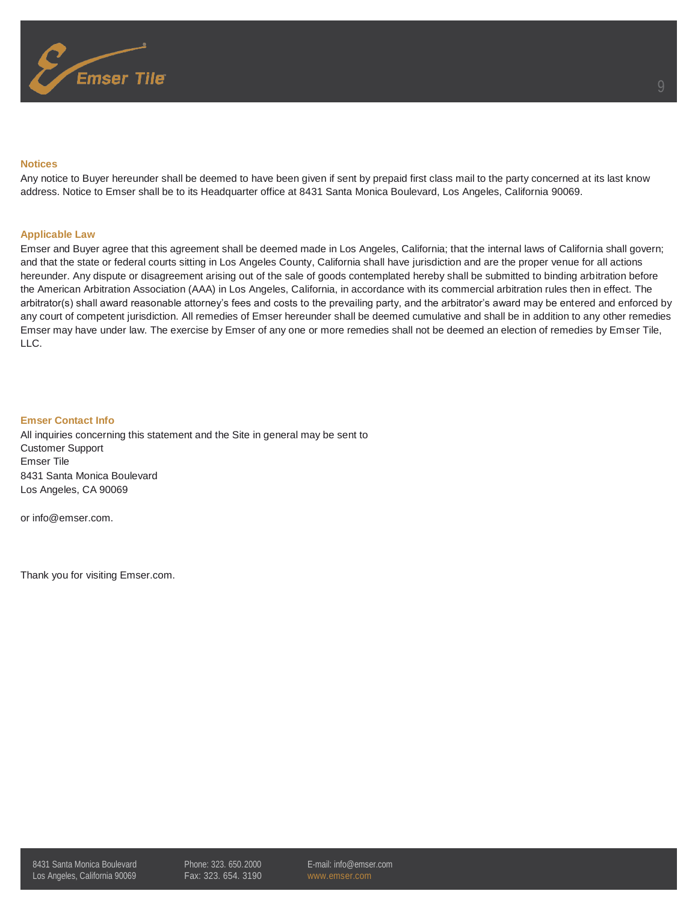## Notices

Any notice to Buyer hereunder shall be deemed to have been given if sent by prepaid first class mail to the party concerned at its last know address. Notice to Emser shall be to its Headquarter office at 8431 Santa Monica Boulevard, Los Angeles, California 90069.

## Applicable Law

Emser and Buyer agree that this agreement shall be deemed made in Los Angeles, California; that the internal laws of California shall govern; and that the state or federal courts sitting in Los Angeles County, California shall have jurisdiction and are the proper venue for all actions hereunder. Any dispute or disagreement arising out of the sale of goods contemplated hereby shall be submitted to binding arbitration before the American Arbitration Association (AAA) in Los Angeles, California, in accordance with its commercial arbitration rules then in effect. The arbitrator(s) shall award reasonable attorney's fees and costs to the prevailing party, and the arbitrator's award may be entered and enforced by any court of competent jurisdiction. All remedies of Emser hereunder shall be deemed cumulative and shall be in addition to any other remedies Emser may have under law. The exercise by Emser of any one or more remedies shall not be deemed an election of remedies by Emser Tile, LLC.

## Emser Contact Info

All inquiries concerning this statement and the Site in general may be sent to
Customer Support
Emser Tile
8431 Santa Monica Boulevard
Los Angeles, CA 90069

or info@emser.com.

Thank you for visiting Emser.com.